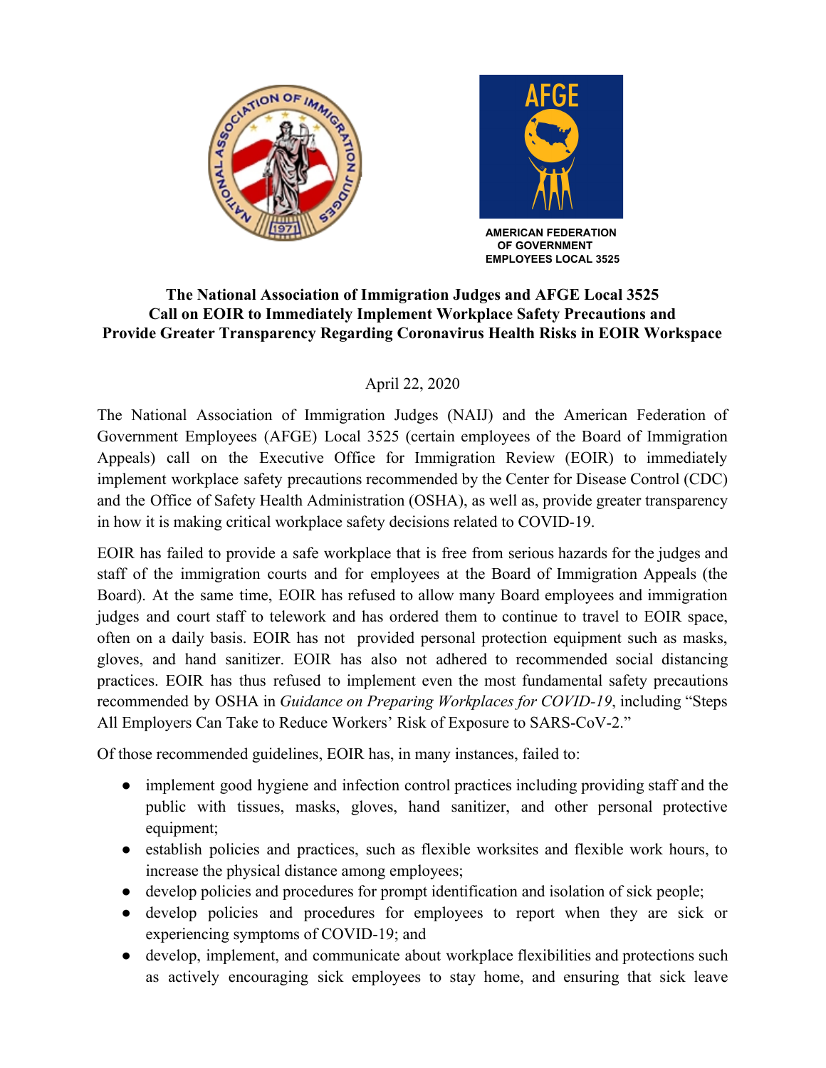AMERICAN FEDERATION OF GOVERNMENT EMPLOYEES LOCAL 3525

# The National Association of Immigration Judges and AFGE Local 3525 Call on EOIR to Immediately Implement Workplace Safety Precautions and Provide Greater Transparency Regarding Coronavirus Health Risks in EOIR Workspace

April 22, 2020

The National Association of Immigration Judges (NAIJ) and the American Federation of Government Employees (AFGE) Local 3525 (certain employees of the Board of Immigration Appeals) call on the Executive Office for Immigration Review (EOIR) to immediately implement workplace safety precautions recommended by the Center for Disease Control (CDC) and the Office of Safety Health Administration (OSHA), as well as, provide greater transparency in how it is making critical workplace safety decisions related to COVID-19.

EOIR has failed to provide a safe workplace that is free from serious hazards for the judges and staff of the immigration courts and for employees at the Board of Immigration Appeals (the Board). At the same time, EOIR has refused to allow many Board employees and immigration judges and court staff to telework and has ordered them to continue to travel to EOIR space, often on a daily basis. EOIR has not provided personal protection equipment such as masks, gloves, and hand sanitizer. EOIR has also not adhered to recommended social distancing practices. EOIR has thus refused to implement even the most fundamental safety precautions recommended by OSHA in *Guidance on Preparing Workplaces for COVID-19*, including "Steps All Employers Can Take to Reduce Workers' Risk of Exposure to SARS-CoV-2."

Of those recommended guidelines, EOIR has, in many instances, failed to:

- implement good hygiene and infection control practices including providing staff and the public with tissues, masks, gloves, hand sanitizer, and other personal protective equipment;
- establish policies and practices, such as flexible worksites and flexible work hours, to increase the physical distance among employees;
- develop policies and procedures for prompt identification and isolation of sick people;
- develop policies and procedures for employees to report when they are sick or experiencing symptoms of COVID-19; and
- develop, implement, and communicate about workplace flexibilities and protections such as actively encouraging sick employees to stay home, and ensuring that sick leave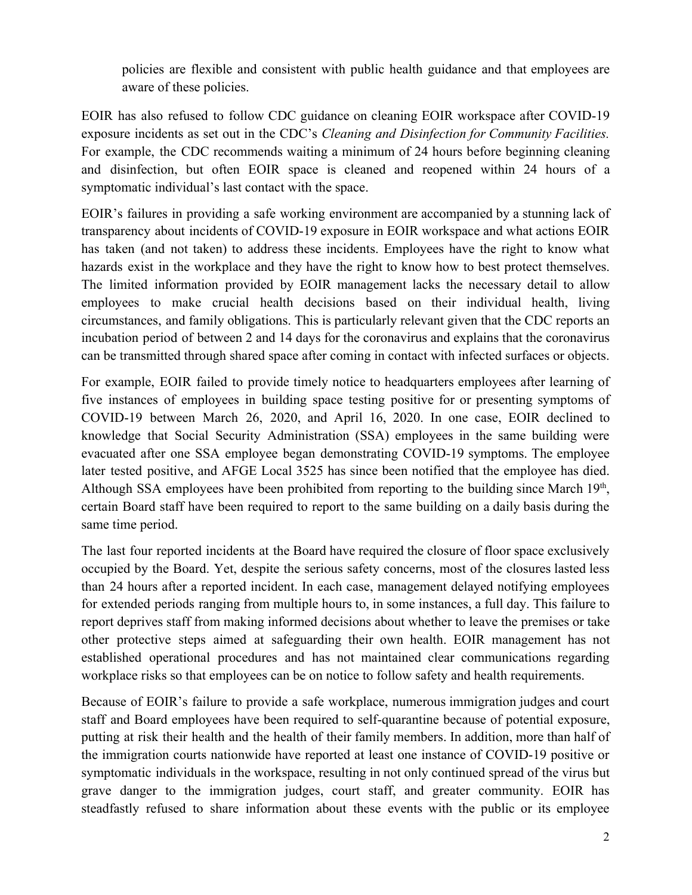policies are flexible and consistent with public health guidance and that employees are aware of these policies.

EOIR has also refused to follow CDC guidance on cleaning EOIR workspace after COVID-19 exposure incidents as set out in the CDC's *Cleaning and Disinfection for Community Facilities.* For example, the CDC recommends waiting a minimum of 24 hours before beginning cleaning and disinfection, but often EOIR space is cleaned and reopened within 24 hours of a symptomatic individual's last contact with the space.

EOIR's failures in providing a safe working environment are accompanied by a stunning lack of transparency about incidents of COVID-19 exposure in EOIR workspace and what actions EOIR has taken (and not taken) to address these incidents. Employees have the right to know what hazards exist in the workplace and they have the right to know how to best protect themselves. The limited information provided by EOIR management lacks the necessary detail to allow employees to make crucial health decisions based on their individual health, living circumstances, and family obligations. This is particularly relevant given that the CDC reports an incubation period of between 2 and 14 days for the coronavirus and explains that the coronavirus can be transmitted through shared space after coming in contact with infected surfaces or objects.

For example, EOIR failed to provide timely notice to headquarters employees after learning of five instances of employees in building space testing positive for or presenting symptoms of COVID-19 between March 26, 2020, and April 16, 2020. In one case, EOIR declined to knowledge that Social Security Administration (SSA) employees in the same building were evacuated after one SSA employee began demonstrating COVID-19 symptoms. The employee later tested positive, and AFGE Local 3525 has since been notified that the employee has died. Although SSA employees have been prohibited from reporting to the building since March 19th, certain Board staff have been required to report to the same building on a daily basis during the same time period.

The last four reported incidents at the Board have required the closure of floor space exclusively occupied by the Board. Yet, despite the serious safety concerns, most of the closures lasted less than 24 hours after a reported incident. In each case, management delayed notifying employees for extended periods ranging from multiple hours to, in some instances, a full day. This failure to report deprives staff from making informed decisions about whether to leave the premises or take other protective steps aimed at safeguarding their own health. EOIR management has not established operational procedures and has not maintained clear communications regarding workplace risks so that employees can be on notice to follow safety and health requirements.

Because of EOIR's failure to provide a safe workplace, numerous immigration judges and court staff and Board employees have been required to self-quarantine because of potential exposure, putting at risk their health and the health of their family members. In addition, more than half of the immigration courts nationwide have reported at least one instance of COVID-19 positive or symptomatic individuals in the workspace, resulting in not only continued spread of the virus but grave danger to the immigration judges, court staff, and greater community. EOIR has steadfastly refused to share information about these events with the public or its employee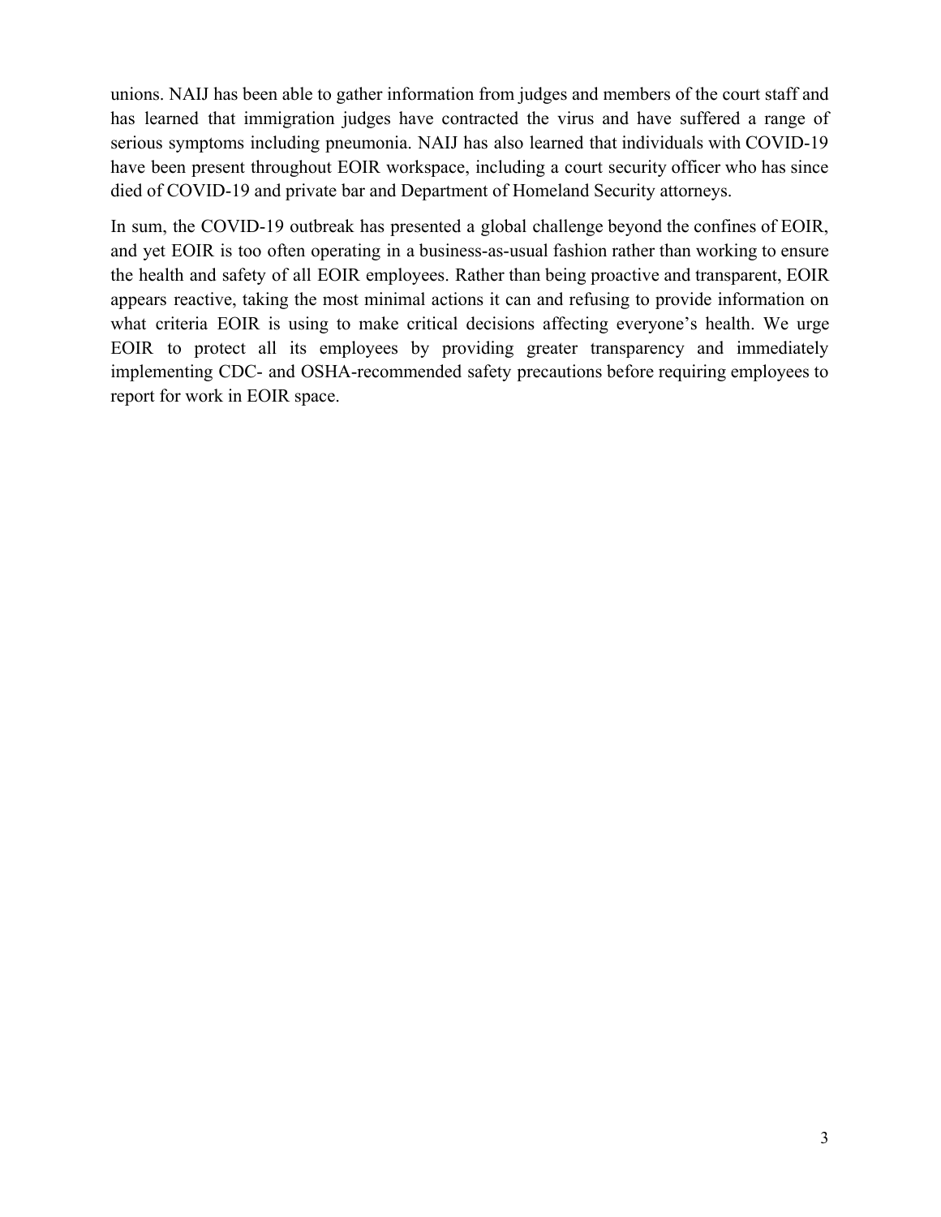unions. NAIJ has been able to gather information from judges and members of the court staff and has learned that immigration judges have contracted the virus and have suffered a range of serious symptoms including pneumonia. NAIJ has also learned that individuals with COVID-19 have been present throughout EOIR workspace, including a court security officer who has since died of COVID-19 and private bar and Department of Homeland Security attorneys.

In sum, the COVID-19 outbreak has presented a global challenge beyond the confines of EOIR, and yet EOIR is too often operating in a business-as-usual fashion rather than working to ensure the health and safety of all EOIR employees. Rather than being proactive and transparent, EOIR appears reactive, taking the most minimal actions it can and refusing to provide information on what criteria EOIR is using to make critical decisions affecting everyone's health. We urge EOIR to protect all its employees by providing greater transparency and immediately implementing CDC- and OSHA-recommended safety precautions before requiring employees to report for work in EOIR space.